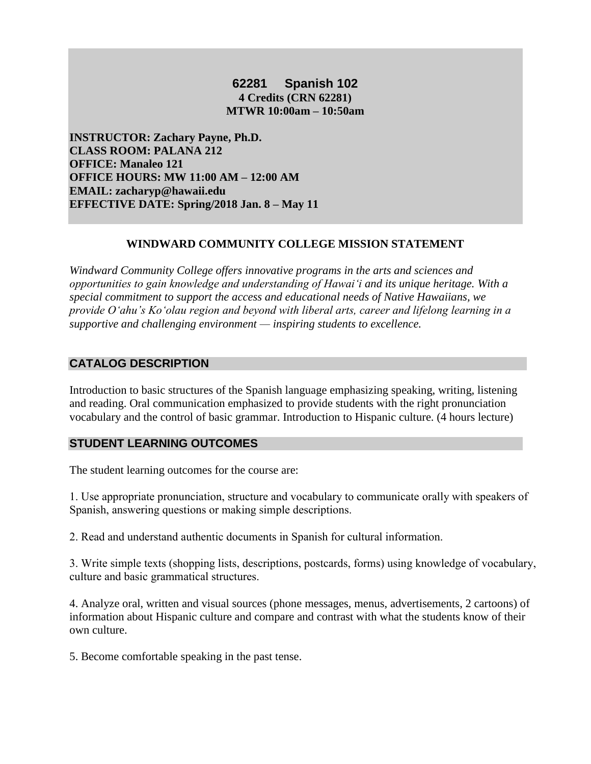# 62281 Spanish 102

**4 Credits (CRN 62281)**
**MTWR 10:00am – 10:50am**

**INSTRUCTOR: Zachary Payne, Ph.D.**
**CLASS ROOM: PALANA 212**
**OFFICE: Manaleo 121**
**OFFICE HOURS: MW 11:00 AM – 12:00 AM**
**EMAIL: zacharyp@hawaii.edu**
**EFFECTIVE DATE: Spring/2018 Jan. 8 – May 11**

## WINDWARD COMMUNITY COLLEGE MISSION STATEMENT

*Windward Community College offers innovative programs in the arts and sciences and opportunities to gain knowledge and understanding of Hawaiʻi and its unique heritage. With a special commitment to support the access and educational needs of Native Hawaiians, we provide Oʻahu's Koʻolau region and beyond with liberal arts, career and lifelong learning in a supportive and challenging environment — inspiring students to excellence.*

## CATALOG DESCRIPTION

Introduction to basic structures of the Spanish language emphasizing speaking, writing, listening and reading. Oral communication emphasized to provide students with the right pronunciation vocabulary and the control of basic grammar. Introduction to Hispanic culture. (4 hours lecture)

## STUDENT LEARNING OUTCOMES

The student learning outcomes for the course are:

1. Use appropriate pronunciation, structure and vocabulary to communicate orally with speakers of Spanish, answering questions or making simple descriptions.

2. Read and understand authentic documents in Spanish for cultural information.

3. Write simple texts (shopping lists, descriptions, postcards, forms) using knowledge of vocabulary, culture and basic grammatical structures.

4. Analyze oral, written and visual sources (phone messages, menus, advertisements, 2 cartoons) of information about Hispanic culture and compare and contrast with what the students know of their own culture.

5. Become comfortable speaking in the past tense.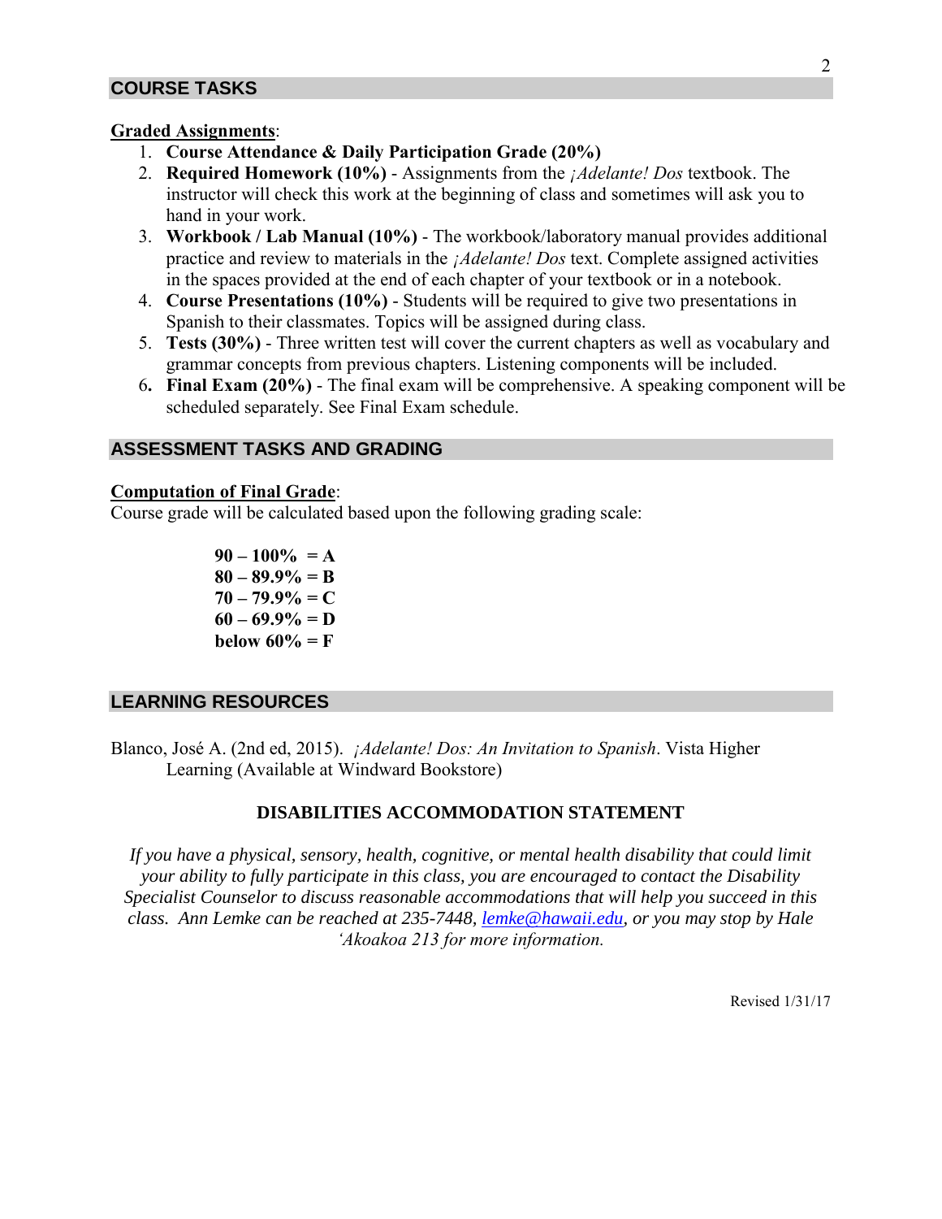## COURSE TASKS

**Graded Assignments**:

1. **Course Attendance & Daily Participation Grade (20%)**
2. **Required Homework (10%)** - Assignments from the *¡Adelante! Dos* textbook. The instructor will check this work at the beginning of class and sometimes will ask you to hand in your work.
3. **Workbook / Lab Manual (10%)** - The workbook/laboratory manual provides additional practice and review to materials in the *¡Adelante! Dos* text. Complete assigned activities in the spaces provided at the end of each chapter of your textbook or in a notebook.
4. **Course Presentations (10%)** - Students will be required to give two presentations in Spanish to their classmates. Topics will be assigned during class.
5. **Tests (30%)** - Three written test will cover the current chapters as well as vocabulary and grammar concepts from previous chapters. Listening components will be included.
6. **Final Exam (20%)** - The final exam will be comprehensive. A speaking component will be scheduled separately. See Final Exam schedule.

## ASSESSMENT TASKS AND GRADING

**Computation of Final Grade**:
Course grade will be calculated based upon the following grading scale:

**90 – 100% = A**
**80 – 89.9% = B**
**70 – 79.9% = C**
**60 – 69.9% = D**
**below 60% = F**

## LEARNING RESOURCES

Blanco, José A. (2nd ed, 2015). *¡Adelante! Dos: An Invitation to Spanish*. Vista Higher Learning (Available at Windward Bookstore)

### DISABILITIES ACCOMMODATION STATEMENT

*If you have a physical, sensory, health, cognitive, or mental health disability that could limit your ability to fully participate in this class, you are encouraged to contact the Disability Specialist Counselor to discuss reasonable accommodations that will help you succeed in this class. Ann Lemke can be reached at 235-7448, lemke@hawaii.edu, or you may stop by Hale 'Akoakoa 213 for more information.*

Revised 1/31/17